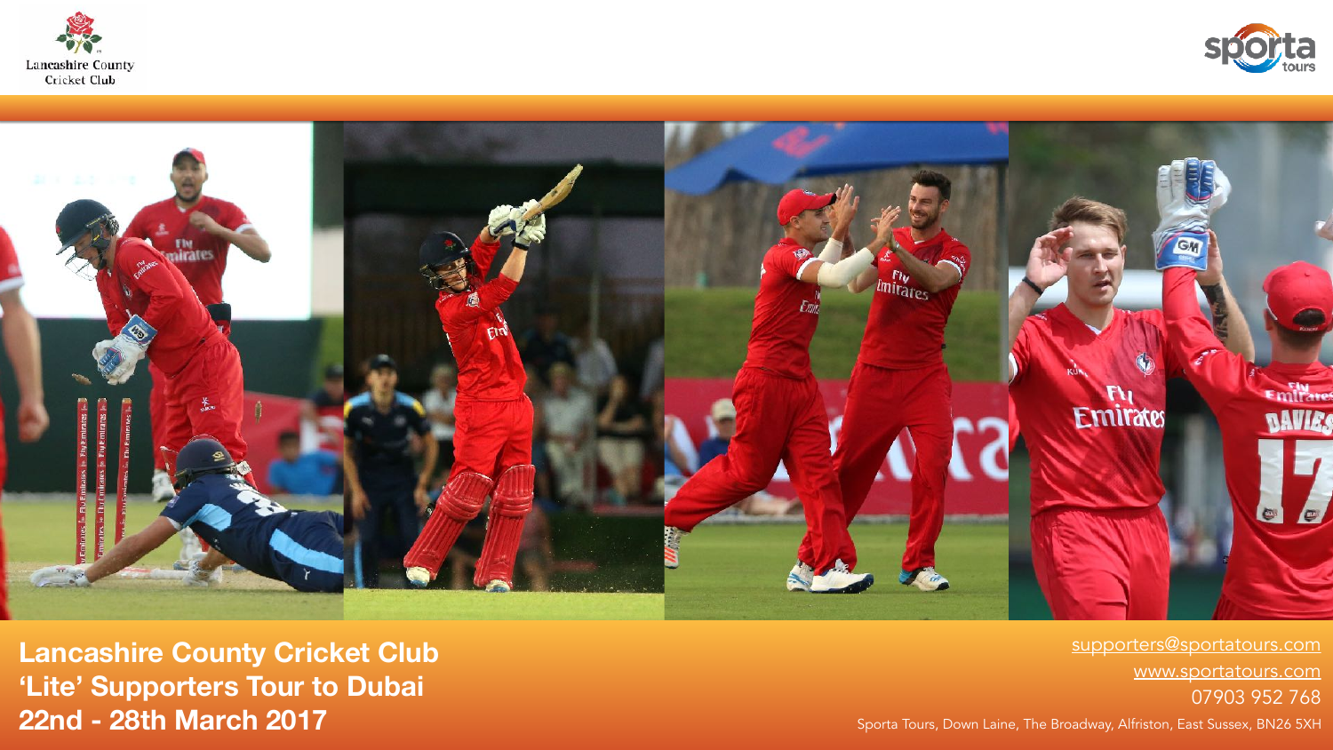Lancashire County Cricket Club

# Lancashire County Cricket Club 'Lite' Supporters Tour to Dubai 22nd - 28th March 2017

supporters@sportatours.com
www.sportatours.com
07903 952 768

Sporta Tours, Down Laine, The Broadway, Alfriston, East Sussex, BN26 5XH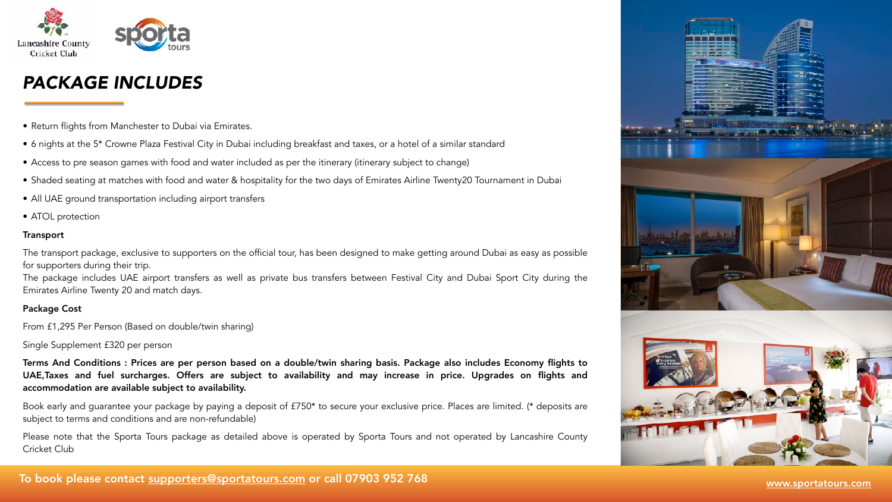# *PACKAGE INCLUDES*

- Return flights from Manchester to Dubai via Emirates.
- 6 nights at the 5* Crowne Plaza Festival City in Dubai including breakfast and taxes, or a hotel of a similar standard
- Access to pre season games with food and water included as per the itinerary (itinerary subject to change)
- Shaded seating at matches with food and water & hospitality for the two days of Emirates Airline Twenty20 Tournament in Dubai
- All UAE ground transportation including airport transfers
- ATOL protection

**Transport**

The transport package, exclusive to supporters on the official tour, has been designed to make getting around Dubai as easy as possible for supporters during their trip.
The package includes UAE airport transfers as well as private bus transfers between Festival City and Dubai Sport City during the Emirates Airline Twenty 20 and match days.

**Package Cost**

From £1,295 Per Person (Based on double/twin sharing)

Single Supplement £320 per person

**Terms And Conditions : Prices are per person based on a double/twin sharing basis. Package also includes Economy flights to UAE,Taxes and fuel surcharges. Offers are subject to availability and may increase in price. Upgrades on flights and accommodation are available subject to availability.**

Book early and guarantee your package by paying a deposit of £750* to secure your exclusive price. Places are limited. (* deposits are subject to terms and conditions and are non-refundable)

Please note that the Sporta Tours package as detailed above is operated by Sporta Tours and not operated by Lancashire County Cricket Club

**To book please contact supporters@sportatours.com or call 07903 952 768**

www.sportatours.com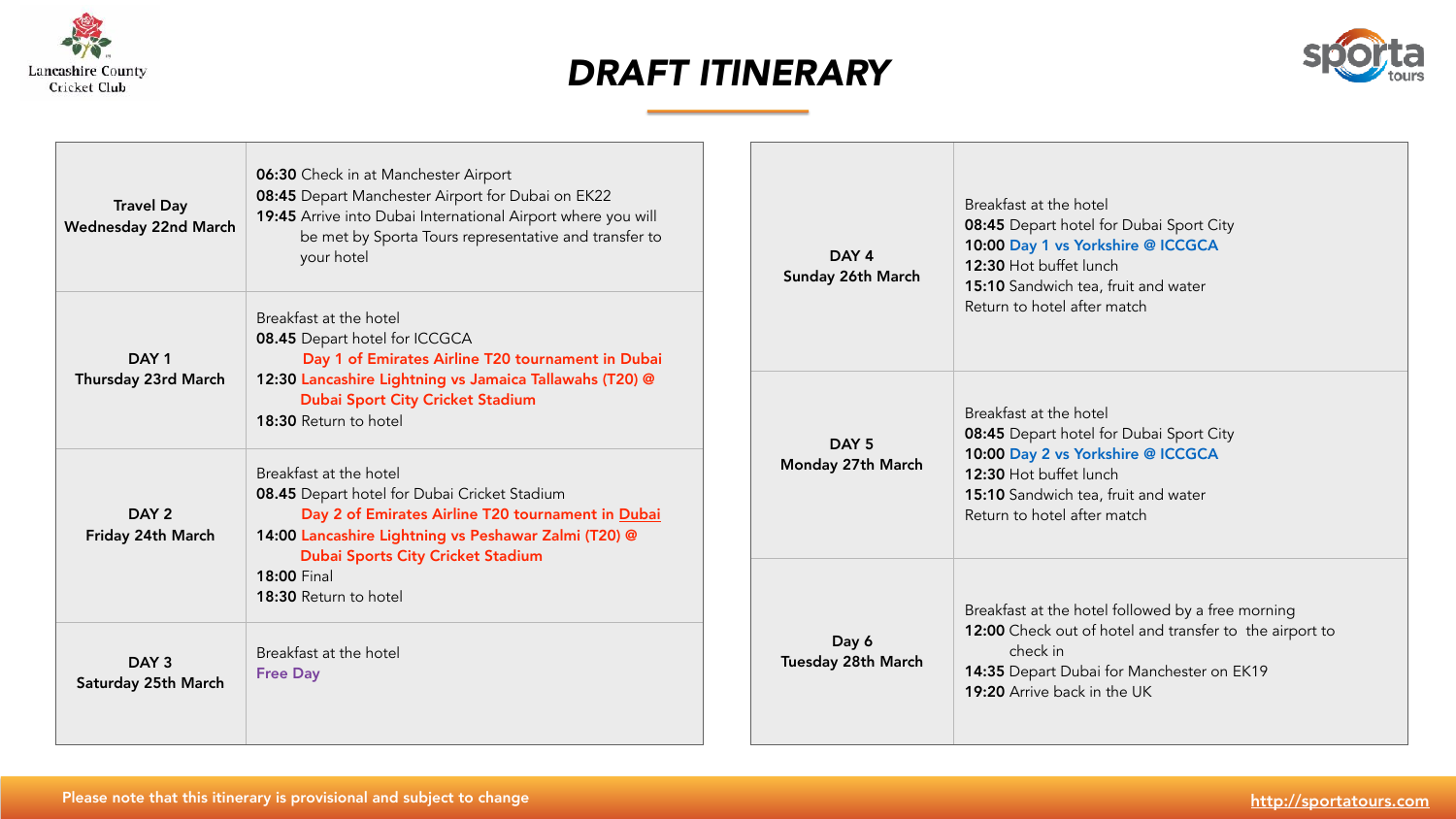# DRAFT ITINERARY

| | |
|---|---|
| **Travel Day**<br>**Wednesday 22nd March** | **06:30** Check in at Manchester Airport<br>**08:45** Depart Manchester Airport for Dubai on EK22<br>**19:45** Arrive into Dubai International Airport where you will be met by Sporta Tours representative and transfer to your hotel |
| **DAY 1**<br>**Thursday 23rd March** | Breakfast at the hotel<br>**08.45** Depart hotel for ICCGCA<br>**Day 1 of Emirates Airline T20 tournament in Dubai**<br>**12:30 Lancashire Lightning vs Jamaica Tallawahs (T20) @ Dubai Sport City Cricket Stadium**<br>**18:30** Return to hotel |
| **DAY 2**<br>**Friday 24th March** | Breakfast at the hotel<br>**08.45** Depart hotel for Dubai Cricket Stadium<br>**Day 2 of Emirates Airline T20 tournament in Dubai**<br>**14:00 Lancashire Lightning vs Peshawar Zalmi (T20) @ Dubai Sports City Cricket Stadium**<br>**18:00** Final<br>**18:30** Return to hotel |
| **DAY 3**<br>**Saturday 25th March** | Breakfast at the hotel<br>**Free Day** |
| **DAY 4**<br>**Sunday 26th March** | Breakfast at the hotel<br>**08:45** Depart hotel for Dubai Sport City<br>**10:00 Day 1 vs Yorkshire @ ICCGCA**<br>**12:30** Hot buffet lunch<br>**15:10** Sandwich tea, fruit and water<br>Return to hotel after match |
| **DAY 5**<br>**Monday 27th March** | Breakfast at the hotel<br>**08:45** Depart hotel for Dubai Sport City<br>**10:00 Day 2 vs Yorkshire @ ICCGCA**<br>**12:30** Hot buffet lunch<br>**15:10** Sandwich tea, fruit and water<br>Return to hotel after match |
| **Day 6**<br>**Tuesday 28th March** | Breakfast at the hotel followed by a free morning<br>**12:00** Check out of hotel and transfer to the airport to check in<br>**14:35** Depart Dubai for Manchester on EK19<br>**19:20** Arrive back in the UK |

Please note that this itinerary is provisional and subject to change

http://sportatours.com